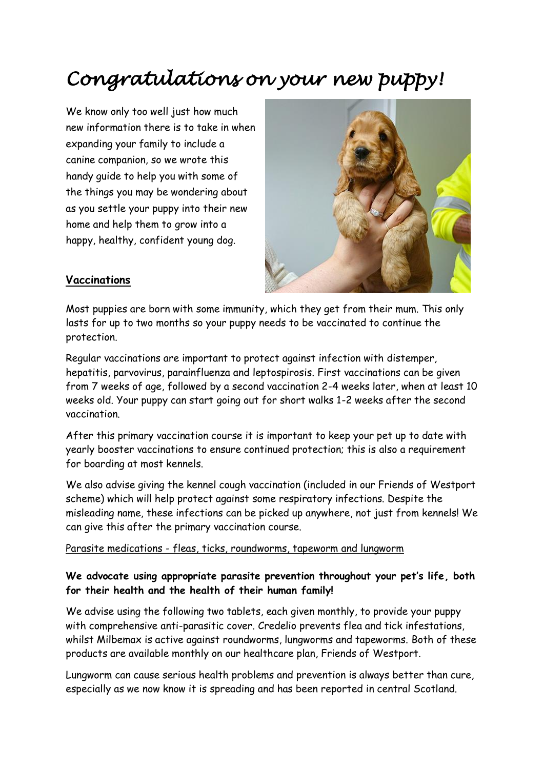# *Congratulations on your new puppy!*

We know only too well just how much new information there is to take in when expanding your family to include a canine companion, so we wrote this handy guide to help you with some of the things you may be wondering about as you settle your puppy into their new home and help them to grow into a happy, healthy, confident young dog.

## Vaccinations

Most puppies are born with some immunity, which they get from their mum. This only lasts for up to two months so your puppy needs to be vaccinated to continue the protection.

Regular vaccinations are important to protect against infection with distemper, hepatitis, parvovirus, parainfluenza and leptospirosis. First vaccinations can be given from 7 weeks of age, followed by a second vaccination 2-4 weeks later, when at least 10 weeks old. Your puppy can start going out for short walks 1-2 weeks after the second vaccination.

After this primary vaccination course it is important to keep your pet up to date with yearly booster vaccinations to ensure continued protection; this is also a requirement for boarding at most kennels.

We also advise giving the kennel cough vaccination (included in our Friends of Westport scheme) which will help protect against some respiratory infections. Despite the misleading name, these infections can be picked up anywhere, not just from kennels! We can give this after the primary vaccination course.

### Parasite medications - fleas, ticks, roundworms, tapeworm and lungworm

**We advocate using appropriate parasite prevention throughout your pet's life, both for their health and the health of their human family!**

We advise using the following two tablets, each given monthly, to provide your puppy with comprehensive anti-parasitic cover. Credelio prevents flea and tick infestations, whilst Milbemax is active against roundworms, lungworms and tapeworms. Both of these products are available monthly on our healthcare plan, Friends of Westport.

Lungworm can cause serious health problems and prevention is always better than cure, especially as we now know it is spreading and has been reported in central Scotland.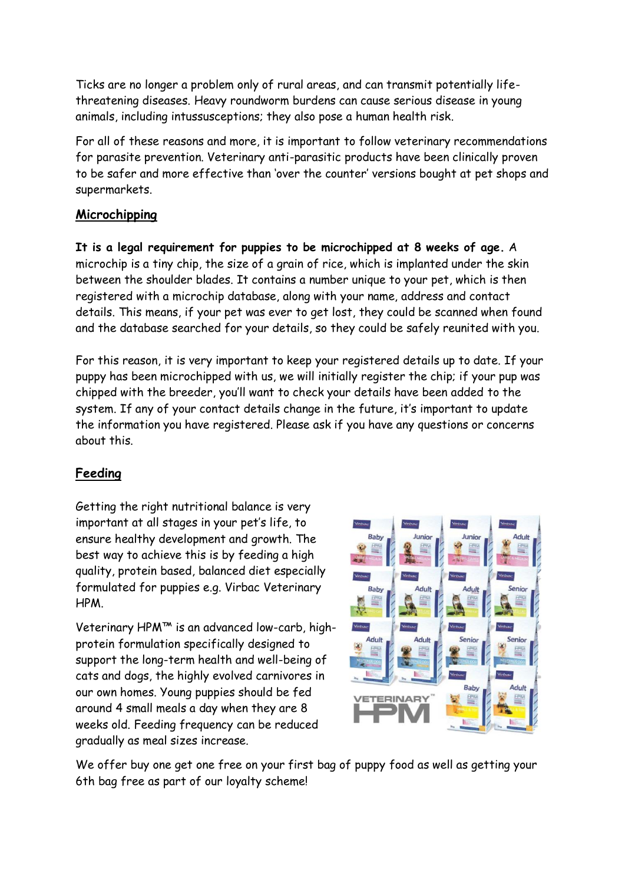Ticks are no longer a problem only of rural areas, and can transmit potentially life-threatening diseases. Heavy roundworm burdens can cause serious disease in young animals, including intussusceptions; they also pose a human health risk.

For all of these reasons and more, it is important to follow veterinary recommendations for parasite prevention. Veterinary anti-parasitic products have been clinically proven to be safer and more effective than 'over the counter' versions bought at pet shops and supermarkets.

## Microchipping

**It is a legal requirement for puppies to be microchipped at 8 weeks of age.** A microchip is a tiny chip, the size of a grain of rice, which is implanted under the skin between the shoulder blades. It contains a number unique to your pet, which is then registered with a microchip database, along with your name, address and contact details. This means, if your pet was ever to get lost, they could be scanned when found and the database searched for your details, so they could be safely reunited with you.

For this reason, it is very important to keep your registered details up to date. If your puppy has been microchipped with us, we will initially register the chip; if your pup was chipped with the breeder, you'll want to check your details have been added to the system. If any of your contact details change in the future, it's important to update the information you have registered. Please ask if you have any questions or concerns about this.

## Feeding

Getting the right nutritional balance is very important at all stages in your pet's life, to ensure healthy development and growth. The best way to achieve this is by feeding a high quality, protein based, balanced diet especially formulated for puppies e.g. Virbac Veterinary HPM.

Veterinary HPM™ is an advanced low-carb, high-protein formulation specifically designed to support the long-term health and well-being of cats and dogs, the highly evolved carnivores in our own homes. Young puppies should be fed around 4 small meals a day when they are 8 weeks old. Feeding frequency can be reduced gradually as meal sizes increase.

We offer buy one get one free on your first bag of puppy food as well as getting your 6th bag free as part of our loyalty scheme!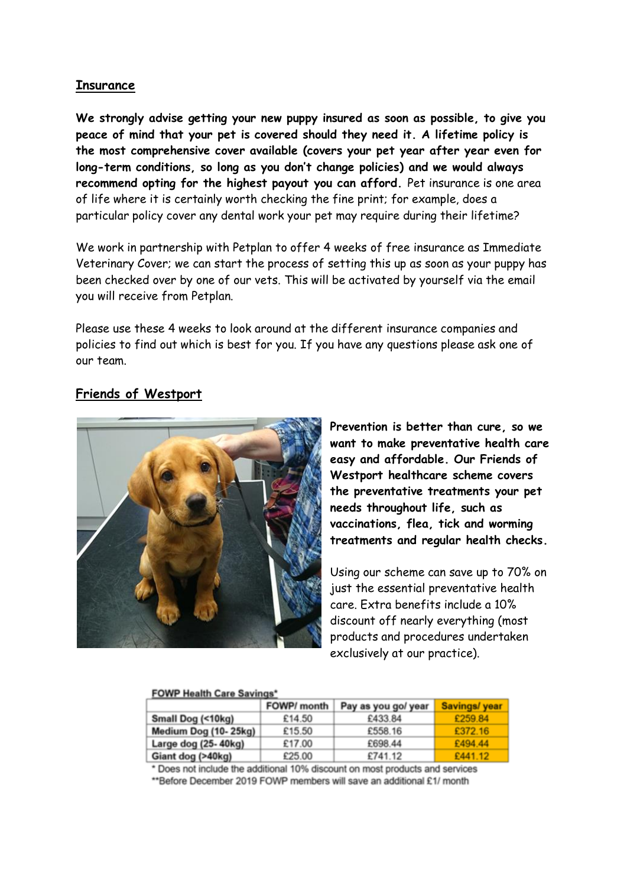## Insurance

**We strongly advise getting your new puppy insured as soon as possible, to give you peace of mind that your pet is covered should they need it. A lifetime policy is the most comprehensive cover available (covers your pet year after year even for long-term conditions, so long as you don't change policies) and we would always recommend opting for the highest payout you can afford.** Pet insurance is one area of life where it is certainly worth checking the fine print; for example, does a particular policy cover any dental work your pet may require during their lifetime?

We work in partnership with Petplan to offer 4 weeks of free insurance as Immediate Veterinary Cover; we can start the process of setting this up as soon as your puppy has been checked over by one of our vets. This will be activated by yourself via the email you will receive from Petplan.

Please use these 4 weeks to look around at the different insurance companies and policies to find out which is best for you. If you have any questions please ask one of our team.

## Friends of Westport

**Prevention is better than cure, so we want to make preventative health care easy and affordable. Our Friends of Westport healthcare scheme covers the preventative treatments your pet needs throughout life, such as vaccinations, flea, tick and worming treatments and regular health checks.**

Using our scheme can save up to 70% on just the essential preventative health care. Extra benefits include a 10% discount off nearly everything (most products and procedures undertaken exclusively at our practice).

**FOWP Health Care Savings***

| | FOWP/ month | Pay as you go/ year | Savings/ year |
|---|---|---|---|
| Small Dog (<10kg) | £14.50 | £433.84 | £259.84 |
| Medium Dog (10- 25kg) | £15.50 | £558.16 | £372.16 |
| Large dog (25- 40kg) | £17.00 | £698.44 | £494.44 |
| Giant dog (>40kg) | £25.00 | £741.12 | £441.12 |

\* Does not include the additional 10% discount on most products and services

**Before December 2019 FOWP members will save an additional £1/ month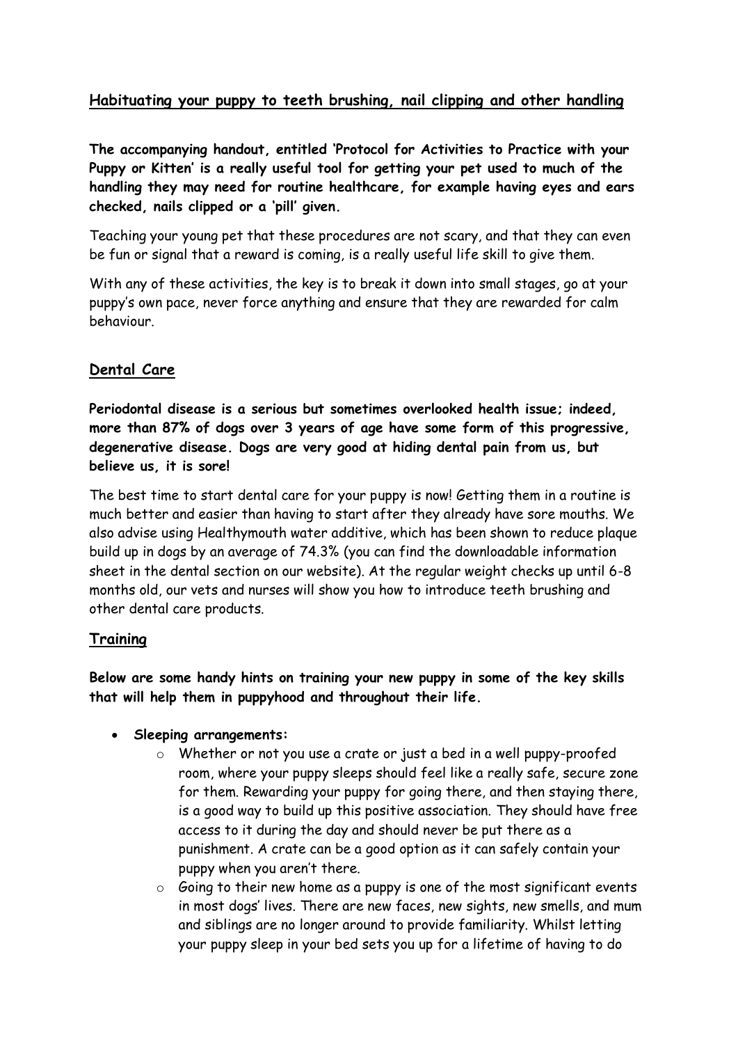## Habituating your puppy to teeth brushing, nail clipping and other handling

**The accompanying handout, entitled 'Protocol for Activities to Practice with your Puppy or Kitten' is a really useful tool for getting your pet used to much of the handling they may need for routine healthcare, for example having eyes and ears checked, nails clipped or a 'pill' given.**

Teaching your young pet that these procedures are not scary, and that they can even be fun or signal that a reward is coming, is a really useful life skill to give them.

With any of these activities, the key is to break it down into small stages, go at your puppy's own pace, never force anything and ensure that they are rewarded for calm behaviour.

## Dental Care

**Periodontal disease is a serious but sometimes overlooked health issue; indeed, more than 87% of dogs over 3 years of age have some form of this progressive, degenerative disease. Dogs are very good at hiding dental pain from us, but believe us, it is sore!**

The best time to start dental care for your puppy is now! Getting them in a routine is much better and easier than having to start after they already have sore mouths. We also advise using Healthymouth water additive, which has been shown to reduce plaque build up in dogs by an average of 74.3% (you can find the downloadable information sheet in the dental section on our website). At the regular weight checks up until 6-8 months old, our vets and nurses will show you how to introduce teeth brushing and other dental care products.

## Training

**Below are some handy hints on training your new puppy in some of the key skills that will help them in puppyhood and throughout their life.**

- **Sleeping arrangements:**
  - Whether or not you use a crate or just a bed in a well puppy-proofed room, where your puppy sleeps should feel like a really safe, secure zone for them. Rewarding your puppy for going there, and then staying there, is a good way to build up this positive association. They should have free access to it during the day and should never be put there as a punishment. A crate can be a good option as it can safely contain your puppy when you aren't there.
  - Going to their new home as a puppy is one of the most significant events in most dogs' lives. There are new faces, new sights, new smells, and mum and siblings are no longer around to provide familiarity. Whilst letting your puppy sleep in your bed sets you up for a lifetime of having to do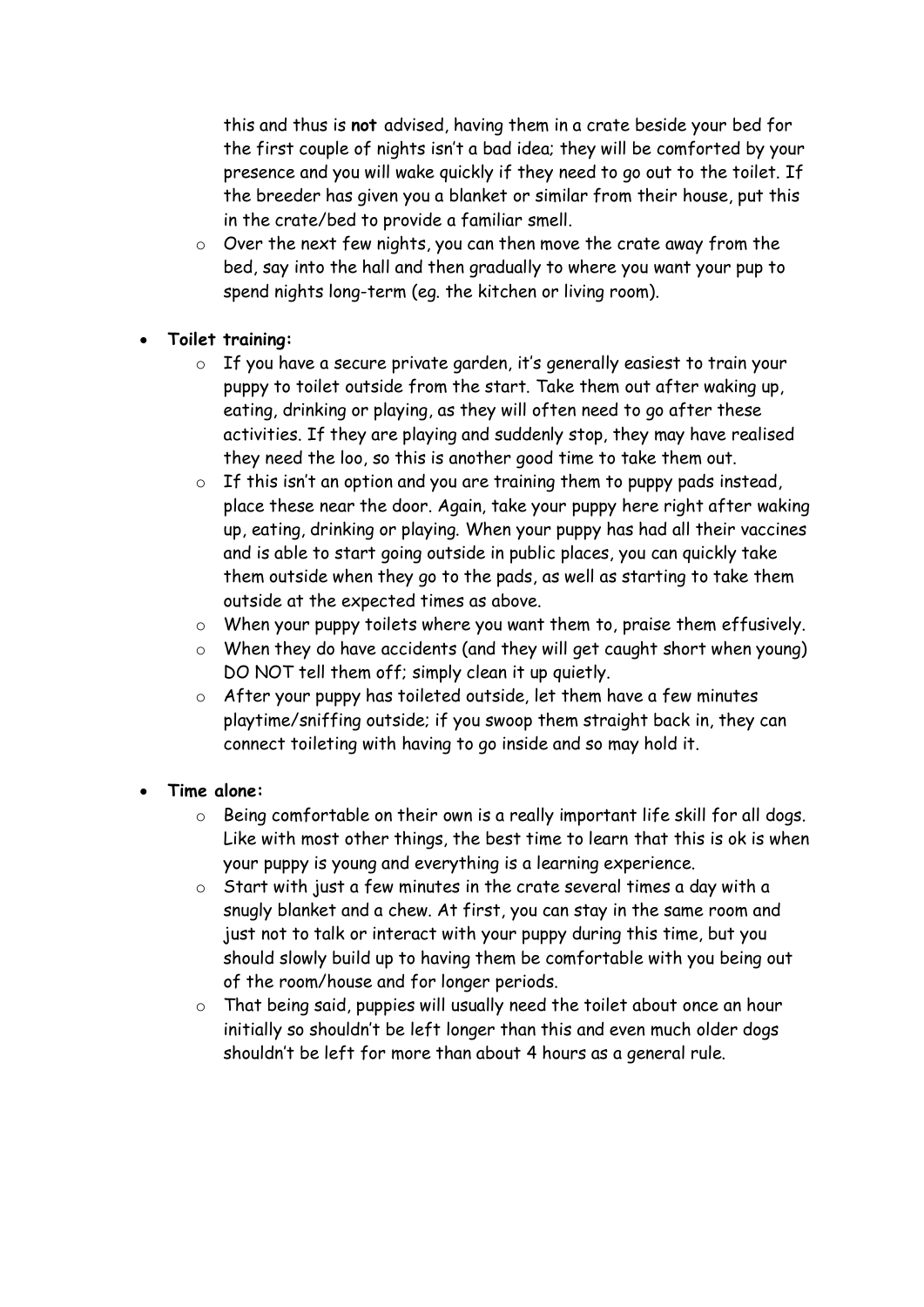this and thus is **not** advised, having them in a crate beside your bed for the first couple of nights isn't a bad idea; they will be comforted by your presence and you will wake quickly if they need to go out to the toilet. If the breeder has given you a blanket or similar from their house, put this in the crate/bed to provide a familiar smell.
    - Over the next few nights, you can then move the crate away from the bed, say into the hall and then gradually to where you want your pup to spend nights long-term (eg. the kitchen or living room).

- **Toilet training:**
    - If you have a secure private garden, it's generally easiest to train your puppy to toilet outside from the start. Take them out after waking up, eating, drinking or playing, as they will often need to go after these activities. If they are playing and suddenly stop, they may have realised they need the loo, so this is another good time to take them out.
    - If this isn't an option and you are training them to puppy pads instead, place these near the door. Again, take your puppy here right after waking up, eating, drinking or playing. When your puppy has had all their vaccines and is able to start going outside in public places, you can quickly take them outside when they go to the pads, as well as starting to take them outside at the expected times as above.
    - When your puppy toilets where you want them to, praise them effusively.
    - When they do have accidents (and they will get caught short when young) DO NOT tell them off; simply clean it up quietly.
    - After your puppy has toileted outside, let them have a few minutes playtime/sniffing outside; if you swoop them straight back in, they can connect toileting with having to go inside and so may hold it.

- **Time alone:**
    - Being comfortable on their own is a really important life skill for all dogs. Like with most other things, the best time to learn that this is ok is when your puppy is young and everything is a learning experience.
    - Start with just a few minutes in the crate several times a day with a snugly blanket and a chew. At first, you can stay in the same room and just not to talk or interact with your puppy during this time, but you should slowly build up to having them be comfortable with you being out of the room/house and for longer periods.
    - That being said, puppies will usually need the toilet about once an hour initially so shouldn't be left longer than this and even much older dogs shouldn't be left for more than about 4 hours as a general rule.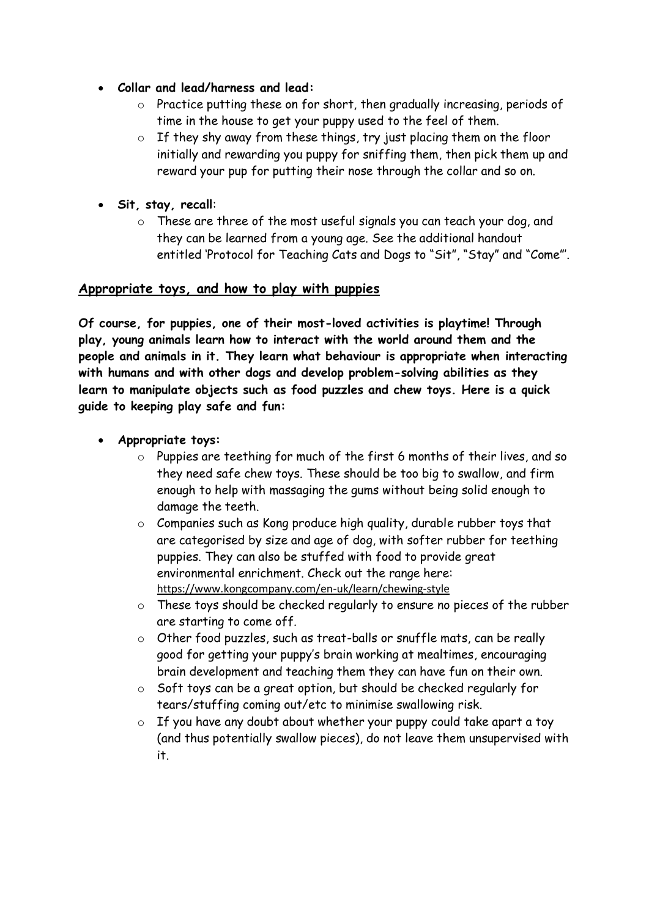- **Collar and lead/harness and lead:**
  - Practice putting these on for short, then gradually increasing, periods of time in the house to get your puppy used to the feel of them.
  - If they shy away from these things, try just placing them on the floor initially and rewarding you puppy for sniffing them, then pick them up and reward your pup for putting their nose through the collar and so on.

- **Sit, stay, recall**:
  - These are three of the most useful signals you can teach your dog, and they can be learned from a young age. See the additional handout entitled 'Protocol for Teaching Cats and Dogs to "Sit", "Stay" and "Come"'.

## Appropriate toys, and how to play with puppies

**Of course, for puppies, one of their most-loved activities is playtime! Through play, young animals learn how to interact with the world around them and the people and animals in it. They learn what behaviour is appropriate when interacting with humans and with other dogs and develop problem-solving abilities as they learn to manipulate objects such as food puzzles and chew toys. Here is a quick guide to keeping play safe and fun:**

- **Appropriate toys:**
  - Puppies are teething for much of the first 6 months of their lives, and so they need safe chew toys. These should be too big to swallow, and firm enough to help with massaging the gums without being solid enough to damage the teeth.
  - Companies such as Kong produce high quality, durable rubber toys that are categorised by size and age of dog, with softer rubber for teething puppies. They can also be stuffed with food to provide great environmental enrichment. Check out the range here: https://www.kongcompany.com/en-uk/learn/chewing-style
  - These toys should be checked regularly to ensure no pieces of the rubber are starting to come off.
  - Other food puzzles, such as treat-balls or snuffle mats, can be really good for getting your puppy's brain working at mealtimes, encouraging brain development and teaching them they can have fun on their own.
  - Soft toys can be a great option, but should be checked regularly for tears/stuffing coming out/etc to minimise swallowing risk.
  - If you have any doubt about whether your puppy could take apart a toy (and thus potentially swallow pieces), do not leave them unsupervised with it.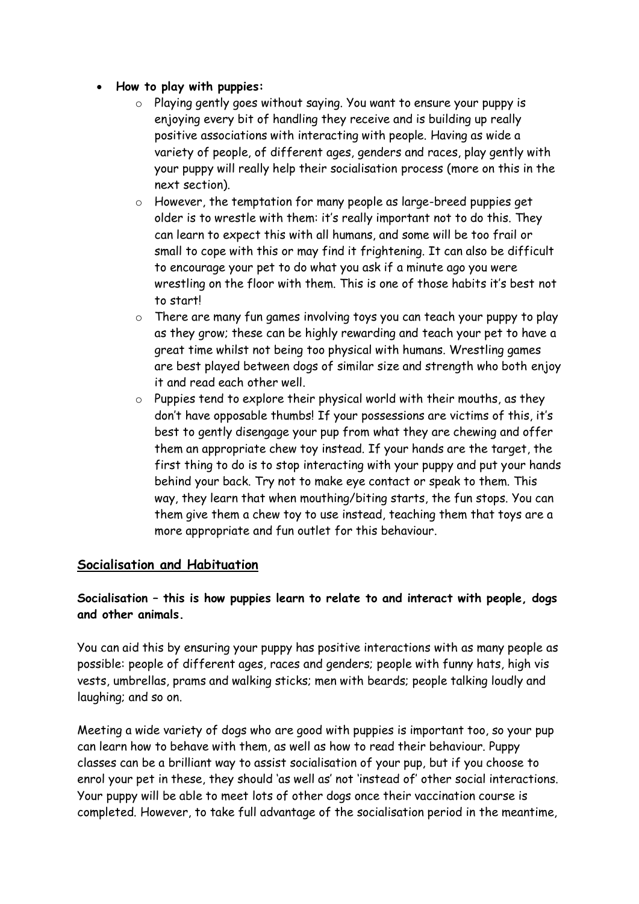- **How to play with puppies:**
    - Playing gently goes without saying. You want to ensure your puppy is enjoying every bit of handling they receive and is building up really positive associations with interacting with people. Having as wide a variety of people, of different ages, genders and races, play gently with your puppy will really help their socialisation process (more on this in the next section).
    - However, the temptation for many people as large-breed puppies get older is to wrestle with them: it's really important not to do this. They can learn to expect this with all humans, and some will be too frail or small to cope with this or may find it frightening. It can also be difficult to encourage your pet to do what you ask if a minute ago you were wrestling on the floor with them. This is one of those habits it's best not to start!
    - There are many fun games involving toys you can teach your puppy to play as they grow; these can be highly rewarding and teach your pet to have a great time whilst not being too physical with humans. Wrestling games are best played between dogs of similar size and strength who both enjoy it and read each other well.
    - Puppies tend to explore their physical world with their mouths, as they don't have opposable thumbs! If your possessions are victims of this, it's best to gently disengage your pup from what they are chewing and offer them an appropriate chew toy instead. If your hands are the target, the first thing to do is to stop interacting with your puppy and put your hands behind your back. Try not to make eye contact or speak to them. This way, they learn that when mouthing/biting starts, the fun stops. You can them give them a chew toy to use instead, teaching them that toys are a more appropriate and fun outlet for this behaviour.

## Socialisation and Habituation

**Socialisation – this is how puppies learn to relate to and interact with people, dogs and other animals.**

You can aid this by ensuring your puppy has positive interactions with as many people as possible: people of different ages, races and genders; people with funny hats, high vis vests, umbrellas, prams and walking sticks; men with beards; people talking loudly and laughing; and so on.

Meeting a wide variety of dogs who are good with puppies is important too, so your pup can learn how to behave with them, as well as how to read their behaviour. Puppy classes can be a brilliant way to assist socialisation of your pup, but if you choose to enrol your pet in these, they should 'as well as' not 'instead of' other social interactions. Your puppy will be able to meet lots of other dogs once their vaccination course is completed. However, to take full advantage of the socialisation period in the meantime,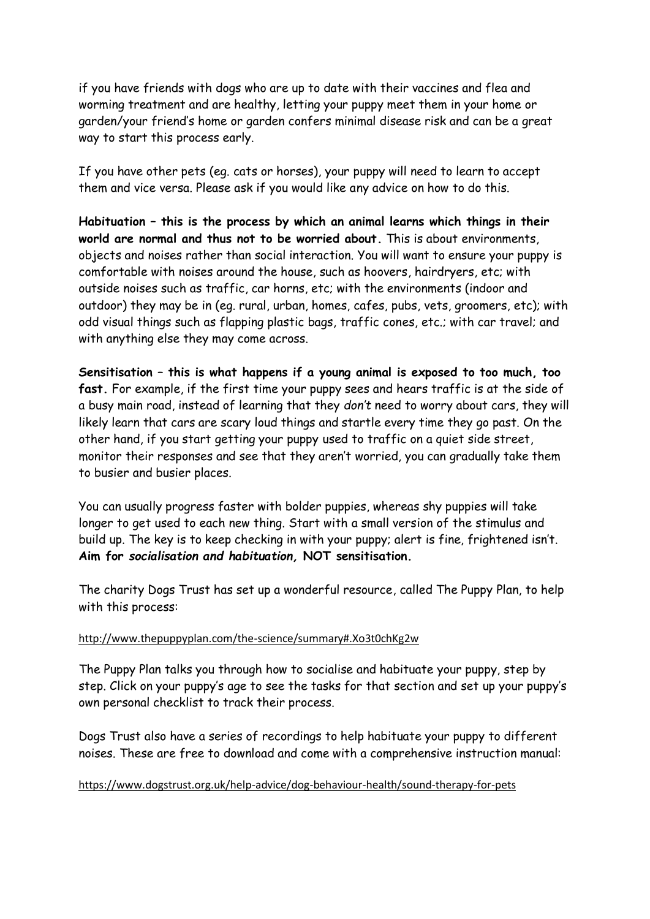if you have friends with dogs who are up to date with their vaccines and flea and worming treatment and are healthy, letting your puppy meet them in your home or garden/your friend's home or garden confers minimal disease risk and can be a great way to start this process early.

If you have other pets (eg. cats or horses), your puppy will need to learn to accept them and vice versa. Please ask if you would like any advice on how to do this.

**Habituation – this is the process by which an animal learns which things in their world are normal and thus not to be worried about.** This is about environments, objects and noises rather than social interaction. You will want to ensure your puppy is comfortable with noises around the house, such as hoovers, hairdryers, etc; with outside noises such as traffic, car horns, etc; with the environments (indoor and outdoor) they may be in (eg. rural, urban, homes, cafes, pubs, vets, groomers, etc); with odd visual things such as flapping plastic bags, traffic cones, etc.; with car travel; and with anything else they may come across.

**Sensitisation – this is what happens if a young animal is exposed to too much, too fast.** For example, if the first time your puppy sees and hears traffic is at the side of a busy main road, instead of learning that they *don't* need to worry about cars, they will likely learn that cars are scary loud things and startle every time they go past. On the other hand, if you start getting your puppy used to traffic on a quiet side street, monitor their responses and see that they aren't worried, you can gradually take them to busier and busier places.

You can usually progress faster with bolder puppies, whereas shy puppies will take longer to get used to each new thing. Start with a small version of the stimulus and build up. The key is to keep checking in with your puppy; alert is fine, frightened isn't. **Aim for *socialisation and habituation,* NOT sensitisation.**

The charity Dogs Trust has set up a wonderful resource, called The Puppy Plan, to help with this process:

http://www.thepuppyplan.com/the-science/summary#.Xo3t0chKg2w

The Puppy Plan talks you through how to socialise and habituate your puppy, step by step. Click on your puppy's age to see the tasks for that section and set up your puppy's own personal checklist to track their process.

Dogs Trust also have a series of recordings to help habituate your puppy to different noises. These are free to download and come with a comprehensive instruction manual:

https://www.dogstrust.org.uk/help-advice/dog-behaviour-health/sound-therapy-for-pets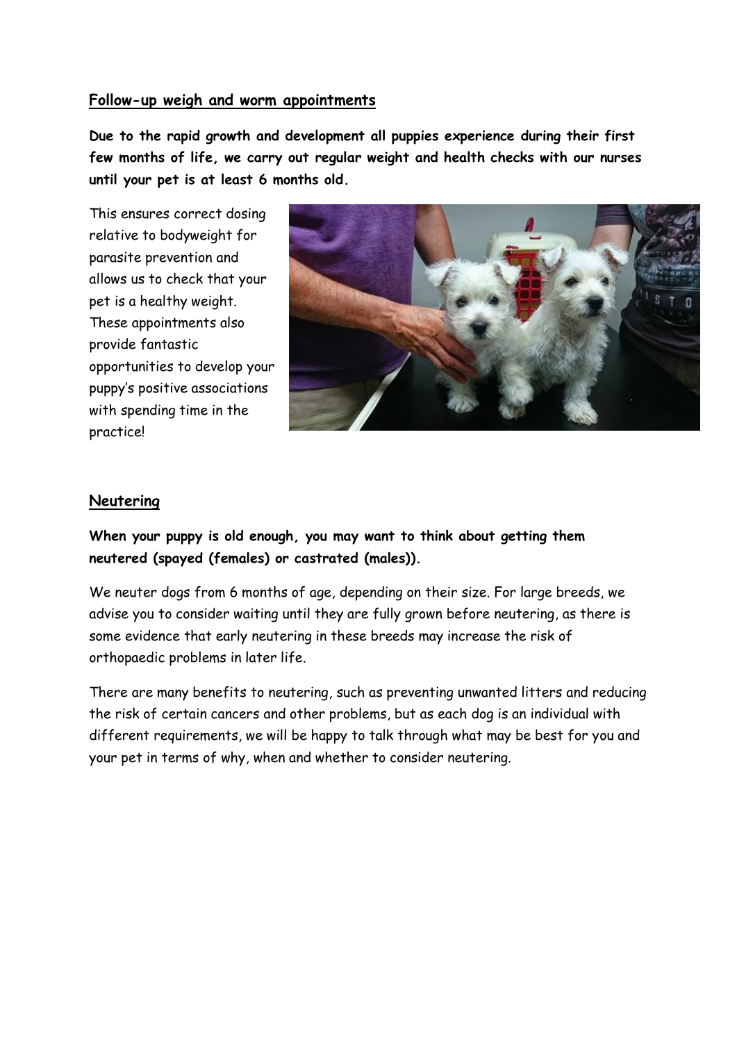## Follow-up weigh and worm appointments

**Due to the rapid growth and development all puppies experience during their first few months of life, we carry out regular weight and health checks with our nurses until your pet is at least 6 months old.**

This ensures correct dosing relative to bodyweight for parasite prevention and allows us to check that your pet is a healthy weight. These appointments also provide fantastic opportunities to develop your puppy's positive associations with spending time in the practice!

## Neutering

**When your puppy is old enough, you may want to think about getting them neutered (spayed (females) or castrated (males)).**

We neuter dogs from 6 months of age, depending on their size. For large breeds, we advise you to consider waiting until they are fully grown before neutering, as there is some evidence that early neutering in these breeds may increase the risk of orthopaedic problems in later life.

There are many benefits to neutering, such as preventing unwanted litters and reducing the risk of certain cancers and other problems, but as each dog is an individual with different requirements, we will be happy to talk through what may be best for you and your pet in terms of why, when and whether to consider neutering.